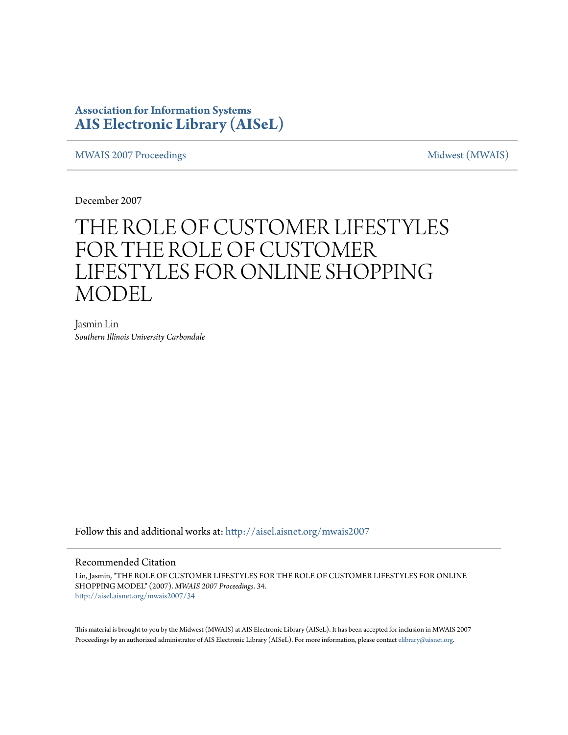**Association for Information Systems**
**AIS Electronic Library (AISeL)**

MWAIS 2007 Proceedings | Midwest (MWAIS)

December 2007

# THE ROLE OF CUSTOMER LIFESTYLES FOR THE ROLE OF CUSTOMER LIFESTYLES FOR ONLINE SHOPPING MODEL

Jasmin Lin
*Southern Illinois University Carbondale*

Follow this and additional works at: http://aisel.aisnet.org/mwais2007

## Recommended Citation

Lin, Jasmin, "THE ROLE OF CUSTOMER LIFESTYLES FOR THE ROLE OF CUSTOMER LIFESTYLES FOR ONLINE SHOPPING MODEL" (2007). *MWAIS 2007 Proceedings*. 34.
http://aisel.aisnet.org/mwais2007/34

This material is brought to you by the Midwest (MWAIS) at AIS Electronic Library (AISeL). It has been accepted for inclusion in MWAIS 2007 Proceedings by an authorized administrator of AIS Electronic Library (AISeL). For more information, please contact elibrary@aisnet.org.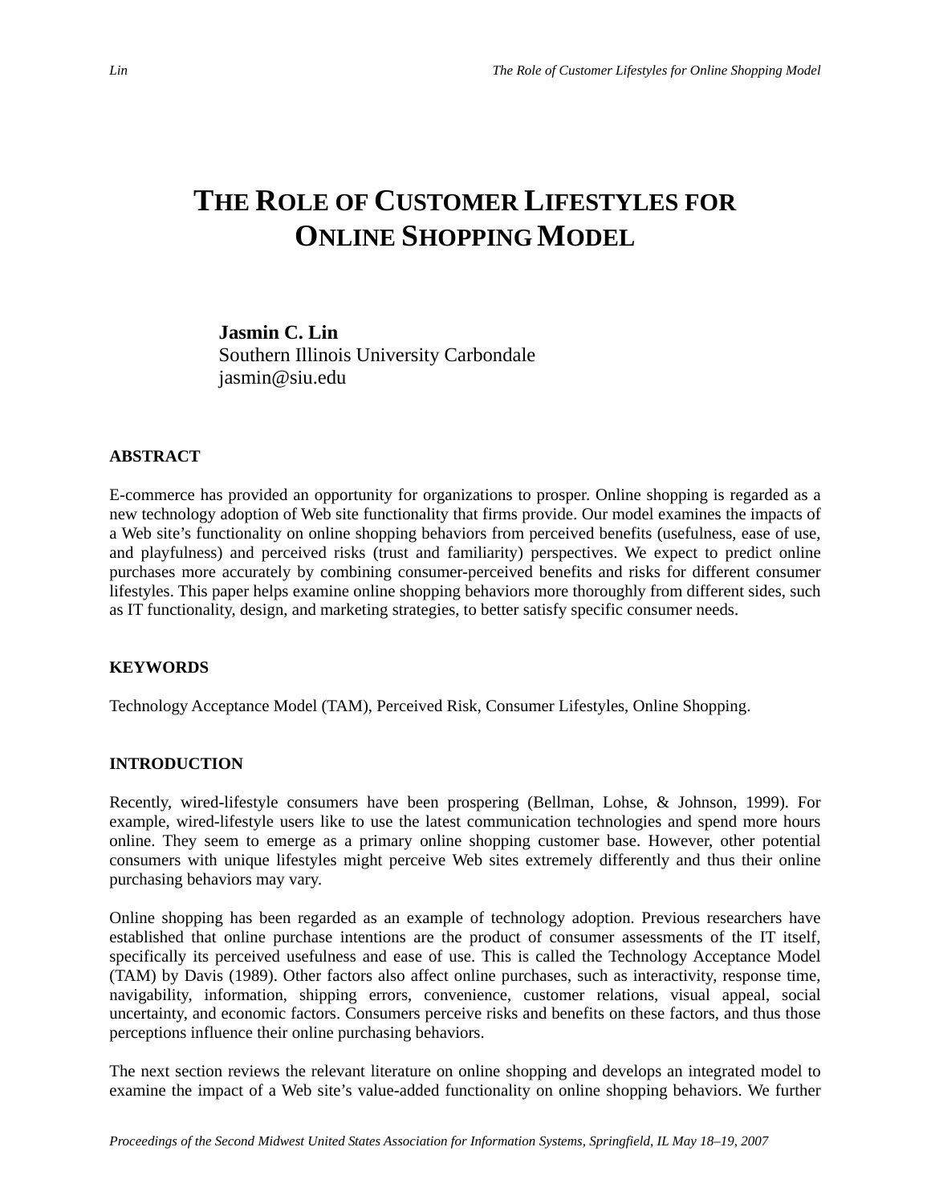# THE ROLE OF CUSTOMER LIFESTYLES FOR ONLINE SHOPPING MODEL

**Jasmin C. Lin**
Southern Illinois University Carbondale
jasmin@siu.edu

## ABSTRACT

E-commerce has provided an opportunity for organizations to prosper. Online shopping is regarded as a new technology adoption of Web site functionality that firms provide. Our model examines the impacts of a Web site's functionality on online shopping behaviors from perceived benefits (usefulness, ease of use, and playfulness) and perceived risks (trust and familiarity) perspectives. We expect to predict online purchases more accurately by combining consumer-perceived benefits and risks for different consumer lifestyles. This paper helps examine online shopping behaviors more thoroughly from different sides, such as IT functionality, design, and marketing strategies, to better satisfy specific consumer needs.

## KEYWORDS

Technology Acceptance Model (TAM), Perceived Risk, Consumer Lifestyles, Online Shopping.

## INTRODUCTION

Recently, wired-lifestyle consumers have been prospering (Bellman, Lohse, & Johnson, 1999). For example, wired-lifestyle users like to use the latest communication technologies and spend more hours online. They seem to emerge as a primary online shopping customer base. However, other potential consumers with unique lifestyles might perceive Web sites extremely differently and thus their online purchasing behaviors may vary.

Online shopping has been regarded as an example of technology adoption. Previous researchers have established that online purchase intentions are the product of consumer assessments of the IT itself, specifically its perceived usefulness and ease of use. This is called the Technology Acceptance Model (TAM) by Davis (1989). Other factors also affect online purchases, such as interactivity, response time, navigability, information, shipping errors, convenience, customer relations, visual appeal, social uncertainty, and economic factors. Consumers perceive risks and benefits on these factors, and thus those perceptions influence their online purchasing behaviors.

The next section reviews the relevant literature on online shopping and develops an integrated model to examine the impact of a Web site's value-added functionality on online shopping behaviors. We further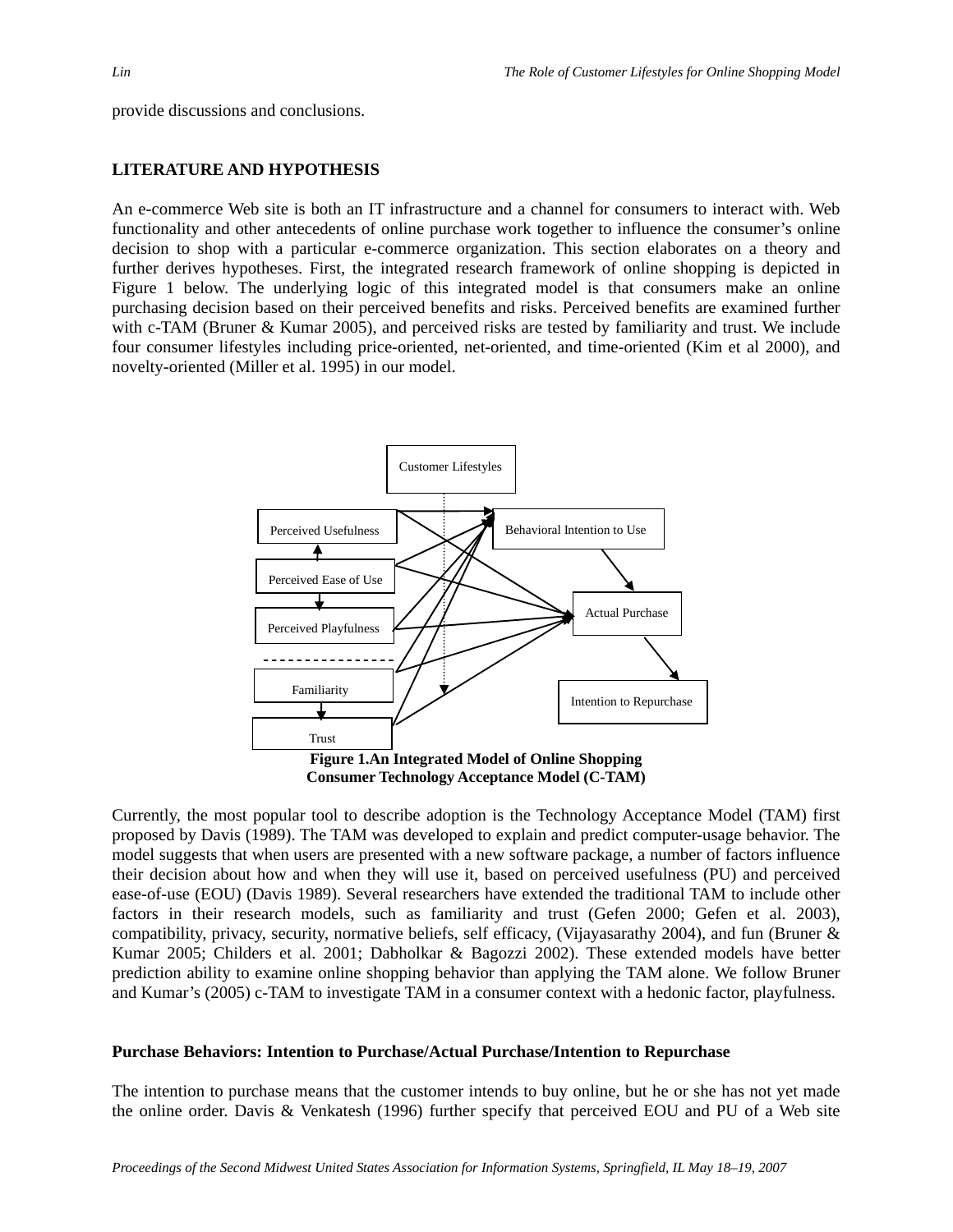provide discussions and conclusions.

## LITERATURE AND HYPOTHESIS

An e-commerce Web site is both an IT infrastructure and a channel for consumers to interact with. Web functionality and other antecedents of online purchase work together to influence the consumer's online decision to shop with a particular e-commerce organization. This section elaborates on a theory and further derives hypotheses. First, the integrated research framework of online shopping is depicted in Figure 1 below. The underlying logic of this integrated model is that consumers make an online purchasing decision based on their perceived benefits and risks. Perceived benefits are examined further with c-TAM (Bruner & Kumar 2005), and perceived risks are tested by familiarity and trust. We include four consumer lifestyles including price-oriented, net-oriented, and time-oriented (Kim et al 2000), and novelty-oriented (Miller et al. 1995) in our model.

Customer Lifestyles

Perceived Usefulness

Behavioral Intention to Use

Perceived Ease of Use

Actual Purchase

Perceived Playfulness

Familiarity

Intention to Repurchase

Trust

**Figure 1.An Integrated Model of Online Shopping Consumer Technology Acceptance Model (C-TAM)**

Currently, the most popular tool to describe adoption is the Technology Acceptance Model (TAM) first proposed by Davis (1989). The TAM was developed to explain and predict computer-usage behavior. The model suggests that when users are presented with a new software package, a number of factors influence their decision about how and when they will use it, based on perceived usefulness (PU) and perceived ease-of-use (EOU) (Davis 1989). Several researchers have extended the traditional TAM to include other factors in their research models, such as familiarity and trust (Gefen 2000; Gefen et al. 2003), compatibility, privacy, security, normative beliefs, self efficacy, (Vijayasarathy 2004), and fun (Bruner & Kumar 2005; Childers et al. 2001; Dabholkar & Bagozzi 2002). These extended models have better prediction ability to examine online shopping behavior than applying the TAM alone. We follow Bruner and Kumar's (2005) c-TAM to investigate TAM in a consumer context with a hedonic factor, playfulness.

### Purchase Behaviors: Intention to Purchase/Actual Purchase/Intention to Repurchase

The intention to purchase means that the customer intends to buy online, but he or she has not yet made the online order. Davis & Venkatesh (1996) further specify that perceived EOU and PU of a Web site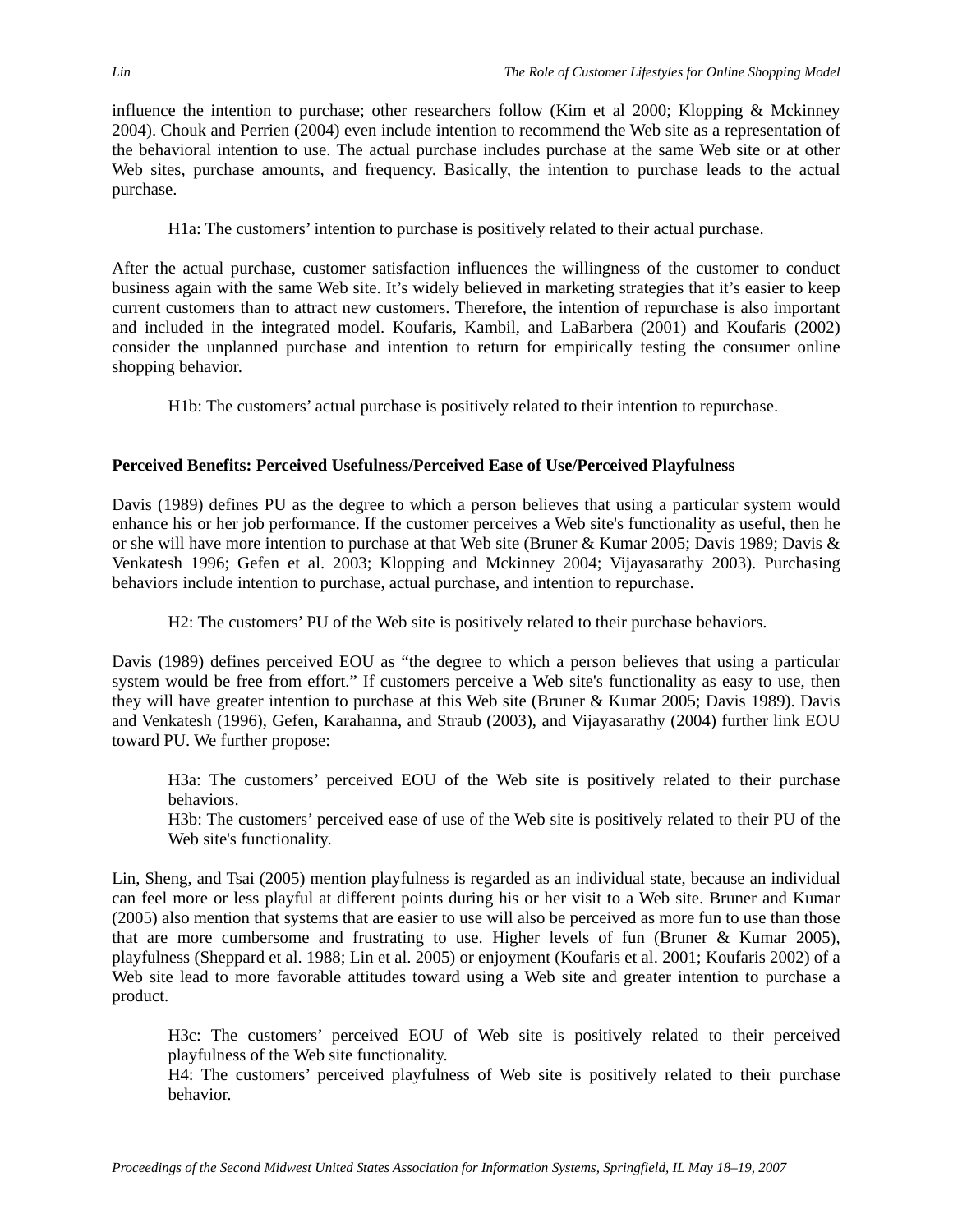influence the intention to purchase; other researchers follow (Kim et al 2000; Klopping & Mckinney 2004). Chouk and Perrien (2004) even include intention to recommend the Web site as a representation of the behavioral intention to use. The actual purchase includes purchase at the same Web site or at other Web sites, purchase amounts, and frequency. Basically, the intention to purchase leads to the actual purchase.

> H1a: The customers' intention to purchase is positively related to their actual purchase.

After the actual purchase, customer satisfaction influences the willingness of the customer to conduct business again with the same Web site. It's widely believed in marketing strategies that it's easier to keep current customers than to attract new customers. Therefore, the intention of repurchase is also important and included in the integrated model. Koufaris, Kambil, and LaBarbera (2001) and Koufaris (2002) consider the unplanned purchase and intention to return for empirically testing the consumer online shopping behavior.

> H1b: The customers' actual purchase is positively related to their intention to repurchase.

**Perceived Benefits: Perceived Usefulness/Perceived Ease of Use/Perceived Playfulness**

Davis (1989) defines PU as the degree to which a person believes that using a particular system would enhance his or her job performance. If the customer perceives a Web site's functionality as useful, then he or she will have more intention to purchase at that Web site (Bruner & Kumar 2005; Davis 1989; Davis & Venkatesh 1996; Gefen et al. 2003; Klopping and Mckinney 2004; Vijayasarathy 2003). Purchasing behaviors include intention to purchase, actual purchase, and intention to repurchase.

> H2: The customers' PU of the Web site is positively related to their purchase behaviors.

Davis (1989) defines perceived EOU as "the degree to which a person believes that using a particular system would be free from effort." If customers perceive a Web site's functionality as easy to use, then they will have greater intention to purchase at this Web site (Bruner & Kumar 2005; Davis 1989). Davis and Venkatesh (1996), Gefen, Karahanna, and Straub (2003), and Vijayasarathy (2004) further link EOU toward PU. We further propose:

> H3a: The customers' perceived EOU of the Web site is positively related to their purchase behaviors.
> H3b: The customers' perceived ease of use of the Web site is positively related to their PU of the Web site's functionality.

Lin, Sheng, and Tsai (2005) mention playfulness is regarded as an individual state, because an individual can feel more or less playful at different points during his or her visit to a Web site. Bruner and Kumar (2005) also mention that systems that are easier to use will also be perceived as more fun to use than those that are more cumbersome and frustrating to use. Higher levels of fun (Bruner & Kumar 2005), playfulness (Sheppard et al. 1988; Lin et al. 2005) or enjoyment (Koufaris et al. 2001; Koufaris 2002) of a Web site lead to more favorable attitudes toward using a Web site and greater intention to purchase a product.

> H3c: The customers' perceived EOU of Web site is positively related to their perceived playfulness of the Web site functionality.
> H4: The customers' perceived playfulness of Web site is positively related to their purchase behavior.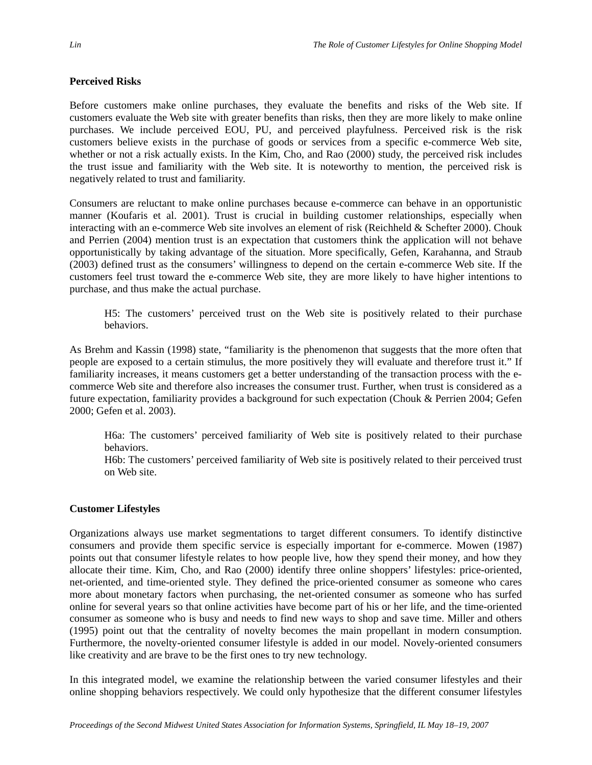**Perceived Risks**

Before customers make online purchases, they evaluate the benefits and risks of the Web site. If customers evaluate the Web site with greater benefits than risks, then they are more likely to make online purchases. We include perceived EOU, PU, and perceived playfulness. Perceived risk is the risk customers believe exists in the purchase of goods or services from a specific e-commerce Web site, whether or not a risk actually exists. In the Kim, Cho, and Rao (2000) study, the perceived risk includes the trust issue and familiarity with the Web site. It is noteworthy to mention, the perceived risk is negatively related to trust and familiarity.

Consumers are reluctant to make online purchases because e-commerce can behave in an opportunistic manner (Koufaris et al. 2001). Trust is crucial in building customer relationships, especially when interacting with an e-commerce Web site involves an element of risk (Reichheld & Schefter 2000). Chouk and Perrien (2004) mention trust is an expectation that customers think the application will not behave opportunistically by taking advantage of the situation. More specifically, Gefen, Karahanna, and Straub (2003) defined trust as the consumers' willingness to depend on the certain e-commerce Web site. If the customers feel trust toward the e-commerce Web site, they are more likely to have higher intentions to purchase, and thus make the actual purchase.

> H5: The customers' perceived trust on the Web site is positively related to their purchase behaviors.

As Brehm and Kassin (1998) state, "familiarity is the phenomenon that suggests that the more often that people are exposed to a certain stimulus, the more positively they will evaluate and therefore trust it." If familiarity increases, it means customers get a better understanding of the transaction process with the e-commerce Web site and therefore also increases the consumer trust. Further, when trust is considered as a future expectation, familiarity provides a background for such expectation (Chouk & Perrien 2004; Gefen 2000; Gefen et al. 2003).

> H6a: The customers' perceived familiarity of Web site is positively related to their purchase behaviors.
> H6b: The customers' perceived familiarity of Web site is positively related to their perceived trust on Web site.

**Customer Lifestyles**

Organizations always use market segmentations to target different consumers. To identify distinctive consumers and provide them specific service is especially important for e-commerce. Mowen (1987) points out that consumer lifestyle relates to how people live, how they spend their money, and how they allocate their time. Kim, Cho, and Rao (2000) identify three online shoppers' lifestyles: price-oriented, net-oriented, and time-oriented style. They defined the price-oriented consumer as someone who cares more about monetary factors when purchasing, the net-oriented consumer as someone who has surfed online for several years so that online activities have become part of his or her life, and the time-oriented consumer as someone who is busy and needs to find new ways to shop and save time. Miller and others (1995) point out that the centrality of novelty becomes the main propellant in modern consumption. Furthermore, the novelty-oriented consumer lifestyle is added in our model. Novely-oriented consumers like creativity and are brave to be the first ones to try new technology.

In this integrated model, we examine the relationship between the varied consumer lifestyles and their online shopping behaviors respectively. We could only hypothesize that the different consumer lifestyles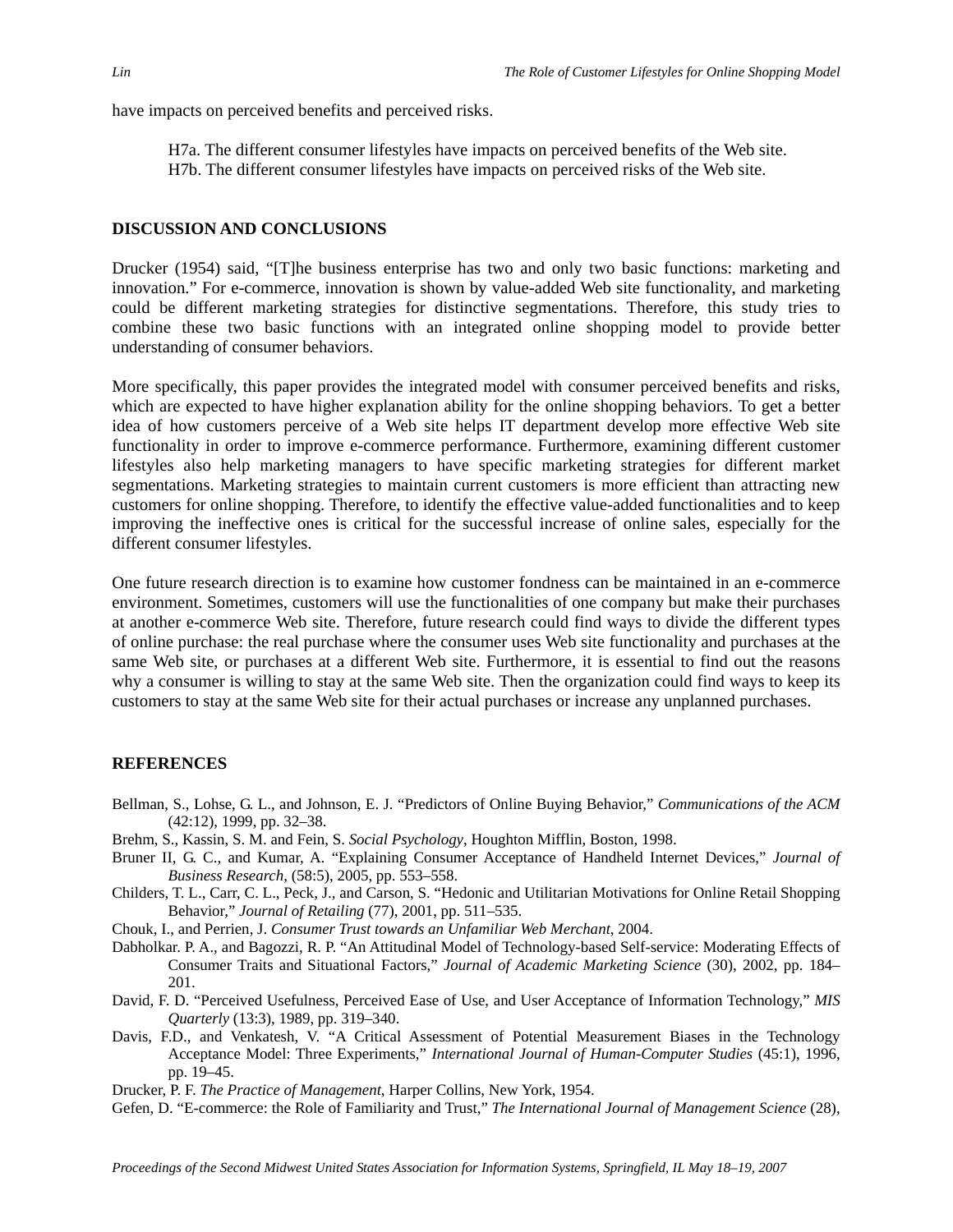have impacts on perceived benefits and perceived risks.

> H7a. The different consumer lifestyles have impacts on perceived benefits of the Web site.
> H7b. The different consumer lifestyles have impacts on perceived risks of the Web site.

## DISCUSSION AND CONCLUSIONS

Drucker (1954) said, "[T]he business enterprise has two and only two basic functions: marketing and innovation." For e-commerce, innovation is shown by value-added Web site functionality, and marketing could be different marketing strategies for distinctive segmentations. Therefore, this study tries to combine these two basic functions with an integrated online shopping model to provide better understanding of consumer behaviors.

More specifically, this paper provides the integrated model with consumer perceived benefits and risks, which are expected to have higher explanation ability for the online shopping behaviors. To get a better idea of how customers perceive of a Web site helps IT department develop more effective Web site functionality in order to improve e-commerce performance. Furthermore, examining different customer lifestyles also help marketing managers to have specific marketing strategies for different market segmentations. Marketing strategies to maintain current customers is more efficient than attracting new customers for online shopping. Therefore, to identify the effective value-added functionalities and to keep improving the ineffective ones is critical for the successful increase of online sales, especially for the different consumer lifestyles.

One future research direction is to examine how customer fondness can be maintained in an e-commerce environment. Sometimes, customers will use the functionalities of one company but make their purchases at another e-commerce Web site. Therefore, future research could find ways to divide the different types of online purchase: the real purchase where the consumer uses Web site functionality and purchases at the same Web site, or purchases at a different Web site. Furthermore, it is essential to find out the reasons why a consumer is willing to stay at the same Web site. Then the organization could find ways to keep its customers to stay at the same Web site for their actual purchases or increase any unplanned purchases.

## REFERENCES

Bellman, S., Lohse, G. L., and Johnson, E. J. "Predictors of Online Buying Behavior," *Communications of the ACM* (42:12), 1999, pp. 32–38.

Brehm, S., Kassin, S. M. and Fein, S. *Social Psychology*, Houghton Mifflin, Boston, 1998.

Bruner II, G. C., and Kumar, A. "Explaining Consumer Acceptance of Handheld Internet Devices," *Journal of Business Research*, (58:5), 2005, pp. 553–558.

Childers, T. L., Carr, C. L., Peck, J., and Carson, S. "Hedonic and Utilitarian Motivations for Online Retail Shopping Behavior," *Journal of Retailing* (77), 2001, pp. 511–535.

Chouk, I., and Perrien, J. *Consumer Trust towards an Unfamiliar Web Merchant*, 2004.

Dabholkar. P. A., and Bagozzi, R. P. "An Attitudinal Model of Technology-based Self-service: Moderating Effects of Consumer Traits and Situational Factors," *Journal of Academic Marketing Science* (30), 2002, pp. 184–201.

David, F. D. "Perceived Usefulness, Perceived Ease of Use, and User Acceptance of Information Technology," *MIS Quarterly* (13:3), 1989, pp. 319–340.

Davis, F.D., and Venkatesh, V. "A Critical Assessment of Potential Measurement Biases in the Technology Acceptance Model: Three Experiments," *International Journal of Human-Computer Studies* (45:1), 1996, pp. 19–45.

Drucker, P. F. *The Practice of Management*, Harper Collins, New York, 1954.

Gefen, D. "E-commerce: the Role of Familiarity and Trust," *The International Journal of Management Science* (28),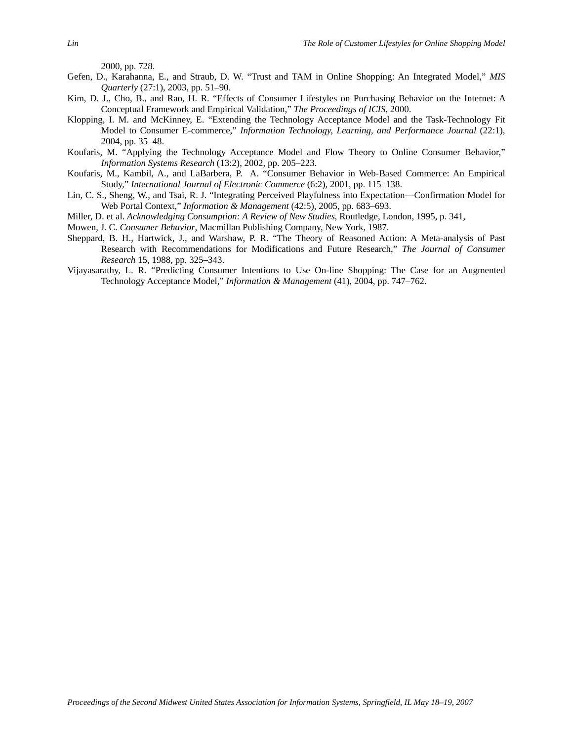2000, pp. 728.

Gefen, D., Karahanna, E., and Straub, D. W. "Trust and TAM in Online Shopping: An Integrated Model," *MIS Quarterly* (27:1), 2003, pp. 51–90.

Kim, D. J., Cho, B., and Rao, H. R. "Effects of Consumer Lifestyles on Purchasing Behavior on the Internet: A Conceptual Framework and Empirical Validation," *The Proceedings of ICIS*, 2000.

Klopping, I. M. and McKinney, E. "Extending the Technology Acceptance Model and the Task-Technology Fit Model to Consumer E-commerce," *Information Technology, Learning, and Performance Journal* (22:1), 2004, pp. 35–48.

Koufaris, M. "Applying the Technology Acceptance Model and Flow Theory to Online Consumer Behavior," *Information Systems Research* (13:2), 2002, pp. 205–223.

Koufaris, M., Kambil, A., and LaBarbera, P. A. "Consumer Behavior in Web-Based Commerce: An Empirical Study," *International Journal of Electronic Commerce* (6:2), 2001, pp. 115–138.

Lin, C. S., Sheng, W., and Tsai, R. J. "Integrating Perceived Playfulness into Expectation—Confirmation Model for Web Portal Context," *Information & Management* (42:5), 2005, pp. 683–693.

Miller, D. et al. *Acknowledging Consumption: A Review of New Studies*, Routledge, London, 1995, p. 341,

Mowen, J. C. *Consumer Behavior*, Macmillan Publishing Company, New York, 1987.

Sheppard, B. H., Hartwick, J., and Warshaw, P. R. "The Theory of Reasoned Action: A Meta-analysis of Past Research with Recommendations for Modifications and Future Research," *The Journal of Consumer Research* 15, 1988, pp. 325–343.

Vijayasarathy, L. R. "Predicting Consumer Intentions to Use On-line Shopping: The Case for an Augmented Technology Acceptance Model," *Information & Management* (41), 2004, pp. 747–762.